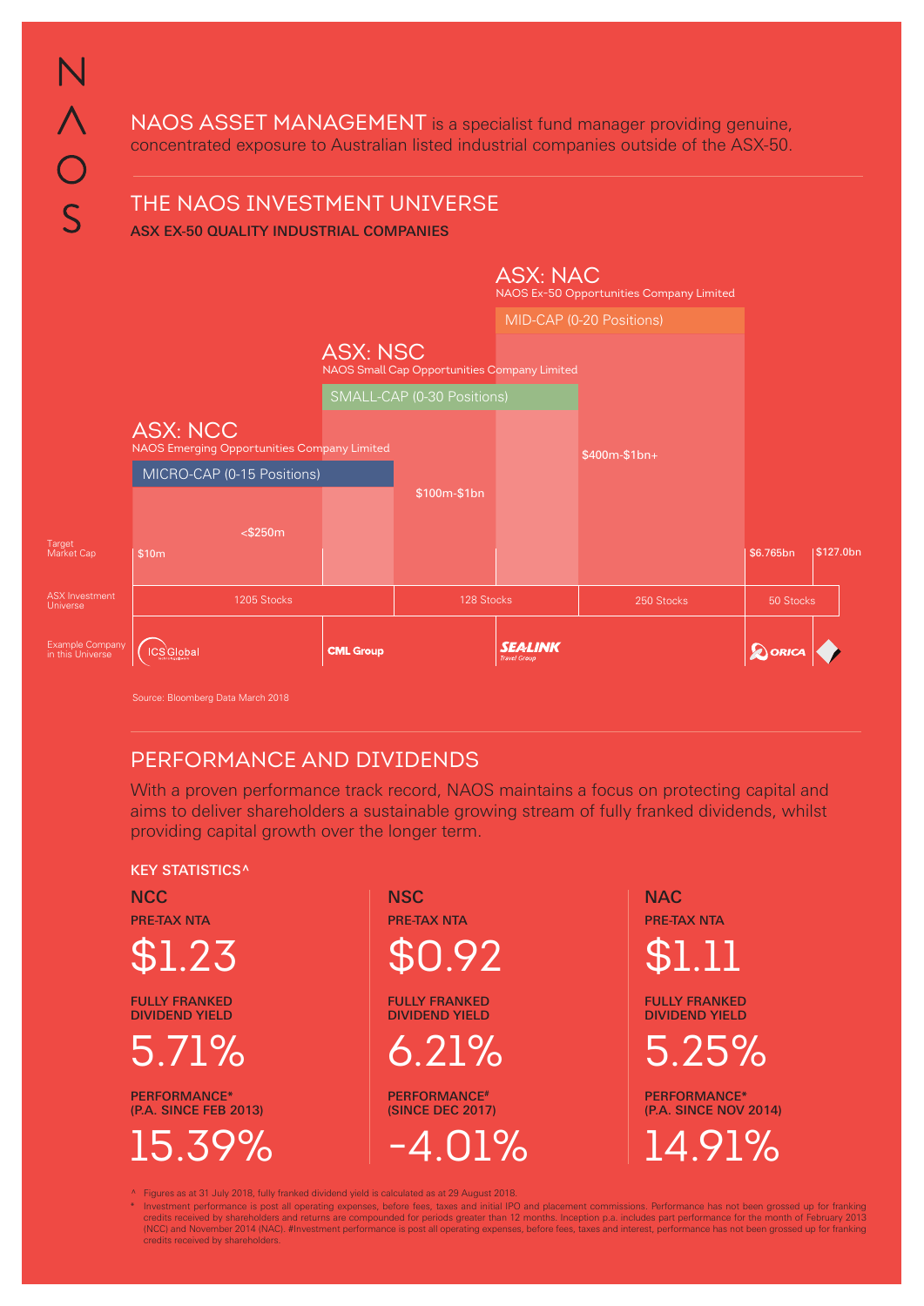N
Λ
O
S

**NAOS ASSET MANAGEMENT** is a specialist fund manager providing genuine, concentrated exposure to Australian listed industrial companies outside of the ASX-50.

## THE NAOS INVESTMENT UNIVERSE

**ASX EX-50 QUALITY INDUSTRIAL COMPANIES**

**ASX: NCC** – NAOS Emerging Opportunities Company Limited – MICRO-CAP (0-15 Positions)

**ASX: NSC** – NAOS Small Cap Opportunities Company Limited – SMALL-CAP (0-30 Positions)

**ASX: NAC** – NAOS Ex-50 Opportunities Company Limited – MID-CAP (0-20 Positions)

| | | | | | | |
|---|---|---|---|---|---|---|
| Target Market Cap | $10m | <$250m | $100m-$1bn | $400m-$1bn+ | $6.765bn | $127.0bn |
| ASX Investment Universe | 1205 Stocks | | 128 Stocks | 250 Stocks | 50 Stocks | |
| Example Company in this Universe | ICS Global | CML Group | SEALINK Travel Group | | ORICA | |

Source: Bloomberg Data March 2018

## PERFORMANCE AND DIVIDENDS

With a proven performance track record, NAOS maintains a focus on protecting capital and aims to deliver shareholders a sustainable growing stream of fully franked dividends, whilst providing capital growth over the longer term.

**KEY STATISTICS^**

| | NCC | NSC | NAC |
|---|---|---|---|
| PRE-TAX NTA | $1.23 | $0.92 | $1.11 |
| FULLY FRANKED DIVIDEND YIELD | 5.71% | 6.21% | 5.25% |
| PERFORMANCE | 15.39% (PERFORMANCE* P.A. SINCE FEB 2013) | -4.01% (PERFORMANCE# SINCE DEC 2017) | 14.91% (PERFORMANCE* P.A. SINCE NOV 2014) |

^ Figures as at 31 July 2018, fully franked dividend yield is calculated as at 29 August 2018.

\* Investment performance is post all operating expenses, before fees, taxes and initial IPO and placement commissions. Performance has not been grossed up for franking credits received by shareholders and returns are compounded for periods greater than 12 months. Inception p.a. includes part performance for the month of February 2013 (NCC) and November 2014 (NAC). #Investment performance is post all operating expenses, before fees, taxes and interest, performance has not been grossed up for franking credits received by shareholders.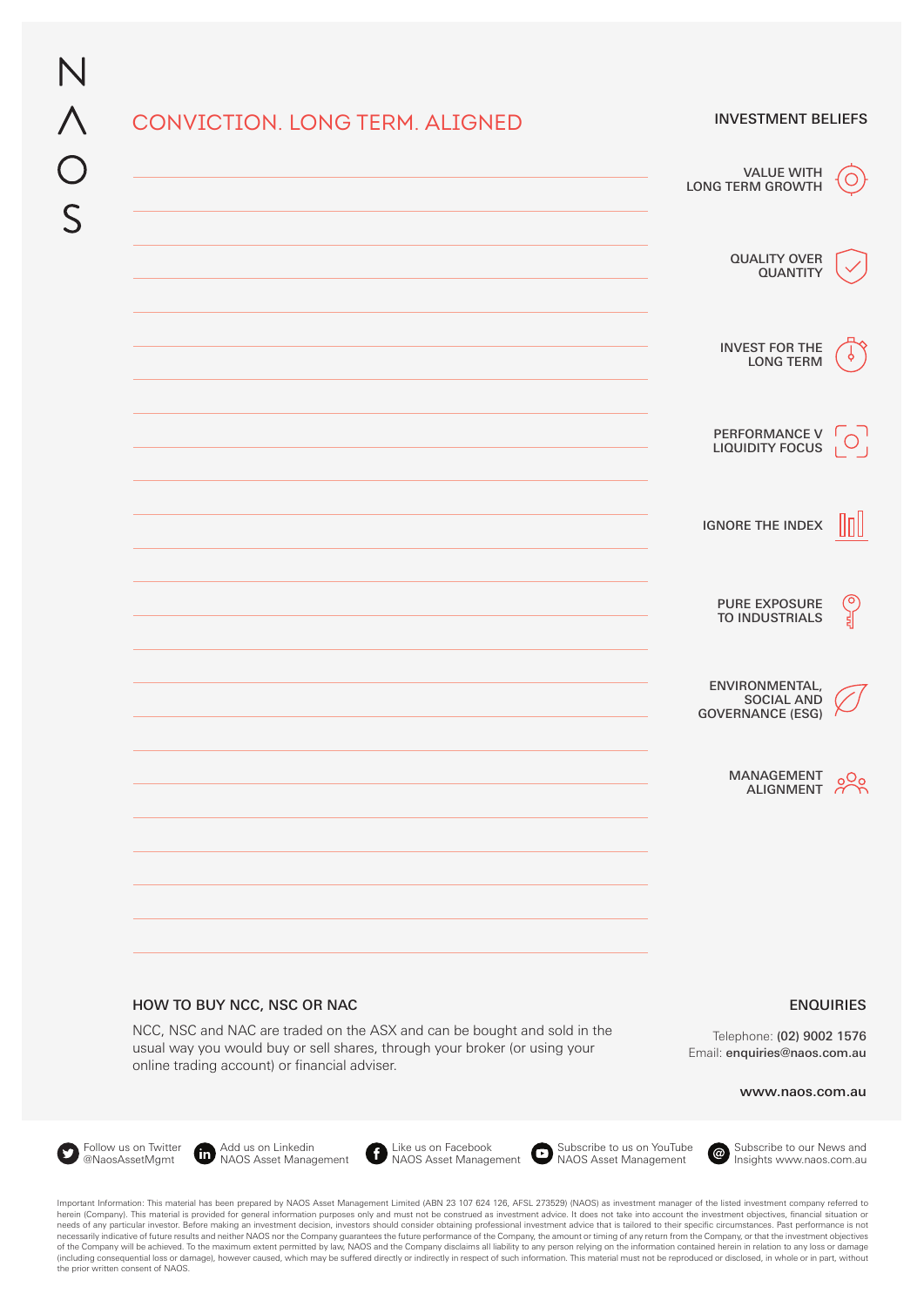N
Λ
O
S

## CONVICTION. LONG TERM. ALIGNED

### INVESTMENT BELIEFS

- VALUE WITH LONG TERM GROWTH
- QUALITY OVER QUANTITY
- INVEST FOR THE LONG TERM
- PERFORMANCE V LIQUIDITY FOCUS
- IGNORE THE INDEX
- PURE EXPOSURE TO INDUSTRIALS
- ENVIRONMENTAL, SOCIAL AND GOVERNANCE (ESG)
- MANAGEMENT ALIGNMENT

### HOW TO BUY NCC, NSC OR NAC

NCC, NSC and NAC are traded on the ASX and can be bought and sold in the usual way you would buy or sell shares, through your broker (or using your online trading account) or financial adviser.

### ENQUIRIES

Telephone: **(02) 9002 1576**
Email: **enquiries@naos.com.au**

**www.naos.com.au**

Follow us on Twitter @NaosAssetMgmt

Add us on Linkedin NAOS Asset Management

Like us on Facebook NAOS Asset Management

Subscribe to us on YouTube NAOS Asset Management

Subscribe to our News and Insights www.naos.com.au

Important Information: This material has been prepared by NAOS Asset Management Limited (ABN 23 107 624 126, AFSL 273529) (NAOS) as investment manager of the listed investment company referred to herein (Company). This material is provided for general information purposes only and must not be construed as investment advice. It does not take into account the investment objectives, financial situation or needs of any particular investor. Before making an investment decision, investors should consider obtaining professional investment advice that is tailored to their specific circumstances. Past performance is not necessarily indicative of future results and neither NAOS nor the Company guarantees the future performance of the Company, the amount or timing of any return from the Company, or that the investment objectives of the Company will be achieved. To the maximum extent permitted by law, NAOS and the Company disclaims all liability to any person relying on the information contained herein in relation to any loss or damage (including consequential loss or damage), however caused, which may be suffered directly or indirectly in respect of such information. This material must not be reproduced or disclosed, in whole or in part, without the prior written consent of NAOS.